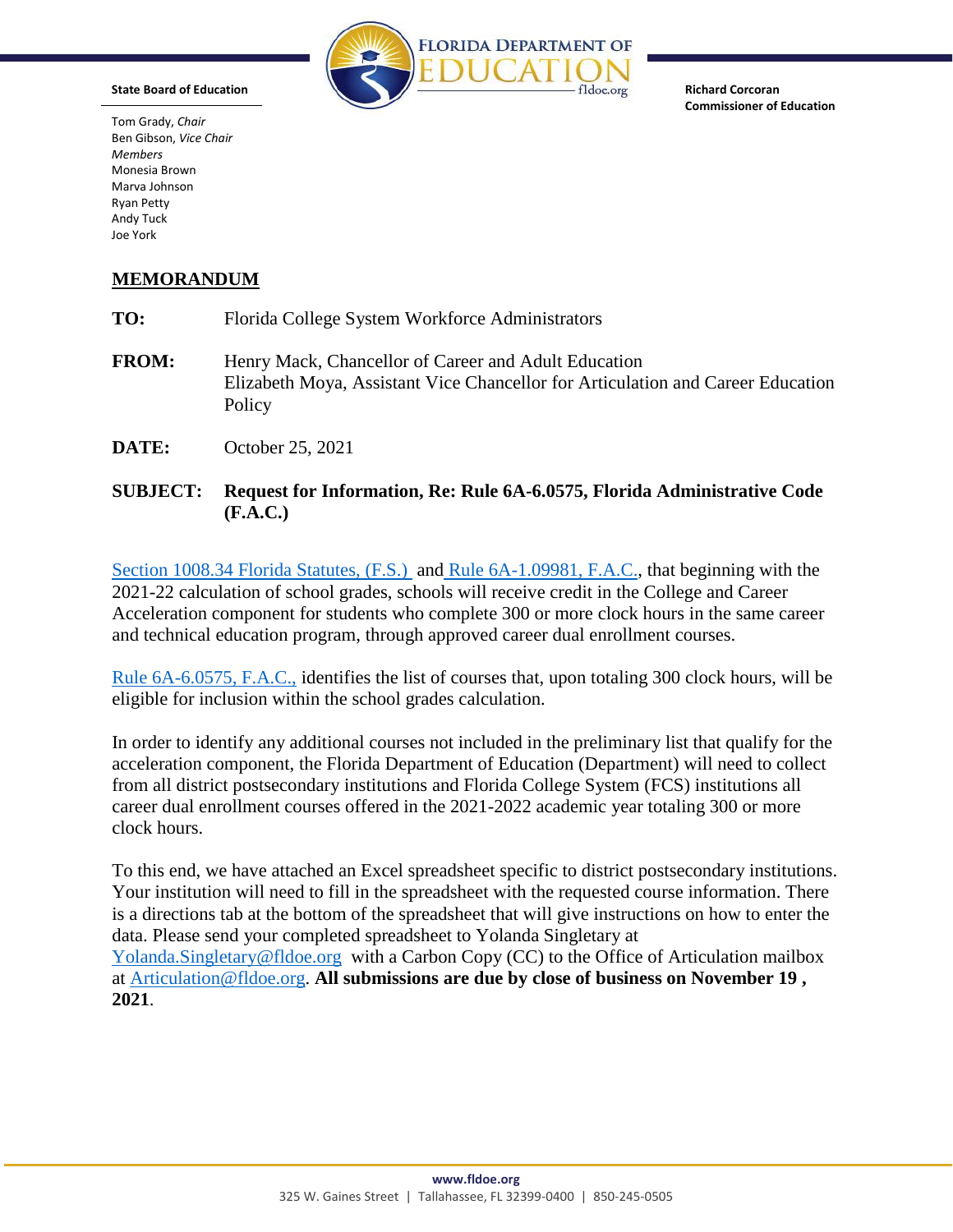**FLORIDA DEPARTMENT OF EDUCATION**
fldoe.org

**State Board of Education**

Tom Grady, *Chair*
Ben Gibson, *Vice Chair*
*Members*
Monesia Brown
Marva Johnson
Ryan Petty
Andy Tuck
Joe York

**Richard Corcoran**
**Commissioner of Education**

## MEMORANDUM

**TO:** Florida College System Workforce Administrators

**FROM:** Henry Mack, Chancellor of Career and Adult Education
Elizabeth Moya, Assistant Vice Chancellor for Articulation and Career Education Policy

**DATE:** October 25, 2021

**SUBJECT: Request for Information, Re: Rule 6A-6.0575, Florida Administrative Code (F.A.C.)**

Section 1008.34 Florida Statutes, (F.S.) and Rule 6A-1.09981, F.A.C., that beginning with the 2021-22 calculation of school grades, schools will receive credit in the College and Career Acceleration component for students who complete 300 or more clock hours in the same career and technical education program, through approved career dual enrollment courses.

Rule 6A-6.0575, F.A.C., identifies the list of courses that, upon totaling 300 clock hours, will be eligible for inclusion within the school grades calculation.

In order to identify any additional courses not included in the preliminary list that qualify for the acceleration component, the Florida Department of Education (Department) will need to collect from all district postsecondary institutions and Florida College System (FCS) institutions all career dual enrollment courses offered in the 2021-2022 academic year totaling 300 or more clock hours.

To this end, we have attached an Excel spreadsheet specific to district postsecondary institutions. Your institution will need to fill in the spreadsheet with the requested course information. There is a directions tab at the bottom of the spreadsheet that will give instructions on how to enter the data. Please send your completed spreadsheet to Yolanda Singletary at Yolanda.Singletary@fldoe.org with a Carbon Copy (CC) to the Office of Articulation mailbox at Articulation@fldoe.org. **All submissions are due by close of business on November 19 , 2021**.

**www.fldoe.org**
325 W. Gaines Street | Tallahassee, FL 32399-0400 | 850-245-0505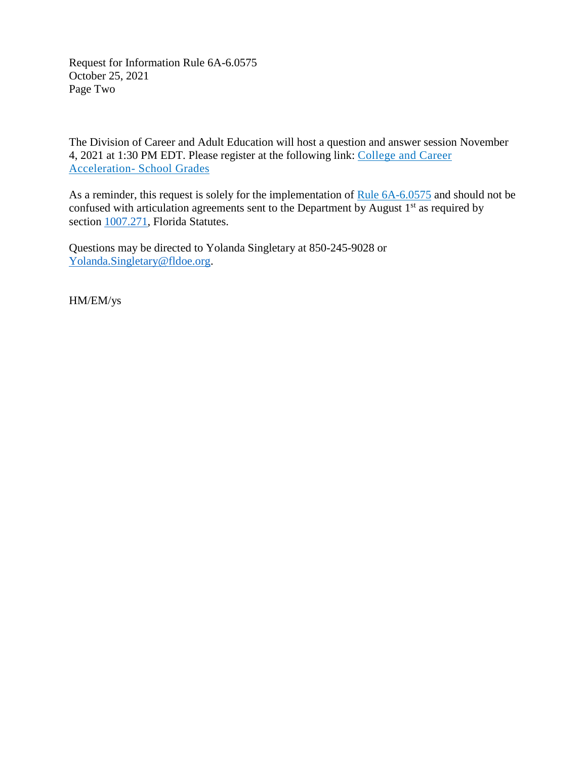The Division of Career and Adult Education will host a question and answer session November 4, 2021 at 1:30 PM EDT. Please register at the following link: College and Career Acceleration- School Grades

As a reminder, this request is solely for the implementation of Rule 6A-6.0575 and should not be confused with articulation agreements sent to the Department by August 1st as required by section 1007.271, Florida Statutes.

Questions may be directed to Yolanda Singletary at 850-245-9028 or Yolanda.Singletary@fldoe.org.

HM/EM/ys